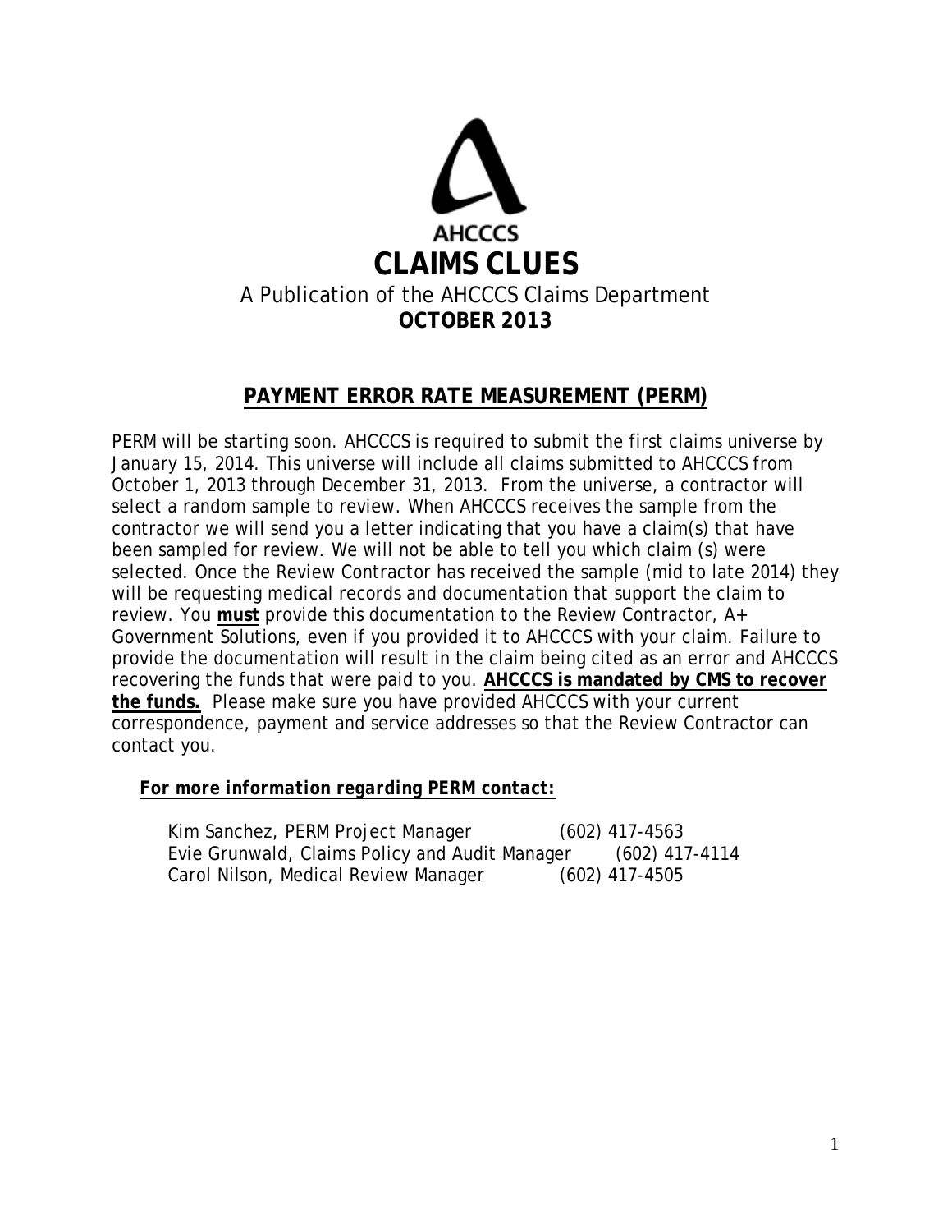AHCCCS

# CLAIMS CLUES

A Publication of the AHCCCS Claims Department

**OCTOBER 2013**

## PAYMENT ERROR RATE MEASUREMENT (PERM)

PERM will be starting soon. AHCCCS is required to submit the first claims universe by January 15, 2014. This universe will include all claims submitted to AHCCCS from October 1, 2013 through December 31, 2013. From the universe, a contractor will select a random sample to review. When AHCCCS receives the sample from the contractor we will send you a letter indicating that you have a claim(s) that have been sampled for review. We will not be able to tell you which claim (s) were selected. Once the Review Contractor has received the sample (mid to late 2014) they will be requesting medical records and documentation that support the claim to review. You **must** provide this documentation to the Review Contractor, A+ Government Solutions, even if you provided it to AHCCCS with your claim. Failure to provide the documentation will result in the claim being cited as an error and AHCCCS recovering the funds that were paid to you. **AHCCCS is mandated by CMS to recover the funds.** Please make sure you have provided AHCCCS with your current correspondence, payment and service addresses so that the Review Contractor can contact you.

***For more information regarding PERM contact:***

Kim Sanchez, PERM Project Manager (602) 417-4563
Evie Grunwald, Claims Policy and Audit Manager (602) 417-4114
Carol Nilson, Medical Review Manager (602) 417-4505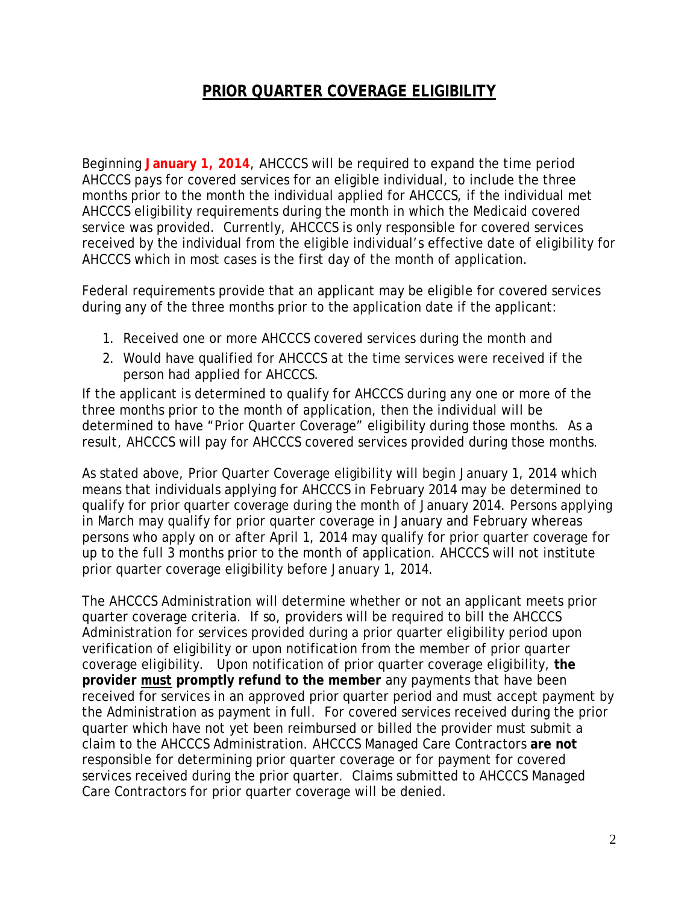# PRIOR QUARTER COVERAGE ELIGIBILITY

Beginning **January 1, 2014**, AHCCCS will be required to expand the time period AHCCCS pays for covered services for an eligible individual, to include the three months prior to the month the individual applied for AHCCCS, if the individual met AHCCCS eligibility requirements during the month in which the Medicaid covered service was provided. Currently, AHCCCS is only responsible for covered services received by the individual from the eligible individual's effective date of eligibility for AHCCCS which in most cases is the first day of the month of application.

Federal requirements provide that an applicant may be eligible for covered services during any of the three months prior to the application date if the applicant:

1. Received one or more AHCCCS covered services during the month and
2. Would have qualified for AHCCCS at the time services were received if the person had applied for AHCCCS.

If the applicant is determined to qualify for AHCCCS during any one or more of the three months prior to the month of application, then the individual will be determined to have "Prior Quarter Coverage" eligibility during those months. As a result, AHCCCS will pay for AHCCCS covered services provided during those months.

As stated above, Prior Quarter Coverage eligibility will begin January 1, 2014 which means that individuals applying for AHCCCS in February 2014 may be determined to qualify for prior quarter coverage during the month of January 2014. Persons applying in March may qualify for prior quarter coverage in January and February whereas persons who apply on or after April 1, 2014 may qualify for prior quarter coverage for up to the full 3 months prior to the month of application. AHCCCS will not institute prior quarter coverage eligibility before January 1, 2014.

The AHCCCS Administration will determine whether or not an applicant meets prior quarter coverage criteria. If so, providers will be required to bill the AHCCCS Administration for services provided during a prior quarter eligibility period upon verification of eligibility or upon notification from the member of prior quarter coverage eligibility. Upon notification of prior quarter coverage eligibility, **the provider <u>must</u> promptly refund to the member** any payments that have been received for services in an approved prior quarter period and must accept payment by the Administration as payment in full. For covered services received during the prior quarter which have not yet been reimbursed or billed the provider must submit a claim to the AHCCCS Administration. AHCCCS Managed Care Contractors **are not** responsible for determining prior quarter coverage or for payment for covered services received during the prior quarter. Claims submitted to AHCCCS Managed Care Contractors for prior quarter coverage will be denied.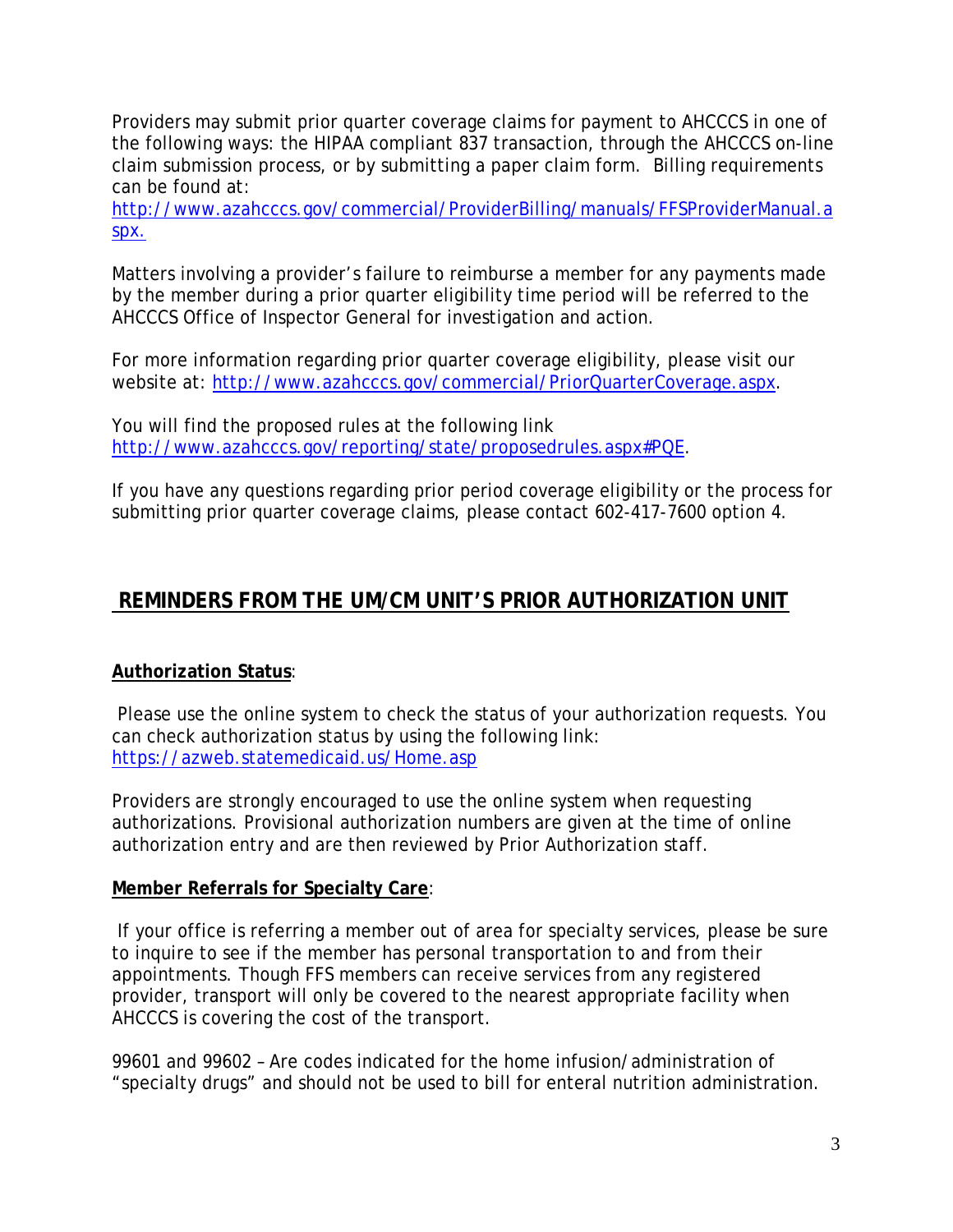Providers may submit prior quarter coverage claims for payment to AHCCCS in one of the following ways: the HIPAA compliant 837 transaction, through the AHCCCS on-line claim submission process, or by submitting a paper claim form. Billing requirements can be found at: [http://www.azahcccs.gov/commercial/ProviderBilling/manuals/FFSProviderManual.aspx.](http://www.azahcccs.gov/commercial/ProviderBilling/manuals/FFSProviderManual.aspx)

Matters involving a provider's failure to reimburse a member for any payments made by the member during a prior quarter eligibility time period will be referred to the AHCCCS Office of Inspector General for investigation and action.

For more information regarding prior quarter coverage eligibility, please visit our website at: [http://www.azahcccs.gov/commercial/PriorQuarterCoverage.aspx](http://www.azahcccs.gov/commercial/PriorQuarterCoverage.aspx).

You will find the proposed rules at the following link [http://www.azahcccs.gov/reporting/state/proposedrules.aspx#PQE](http://www.azahcccs.gov/reporting/state/proposedrules.aspx#PQE).

If you have any questions regarding prior period coverage eligibility or the process for submitting prior quarter coverage claims, please contact 602-417-7600 option 4.

## REMINDERS FROM THE UM/CM UNIT'S PRIOR AUTHORIZATION UNIT

**Authorization Status**:

Please use the online system to check the status of your authorization requests. You can check authorization status by using the following link: [https://azweb.statemedicaid.us/Home.asp](https://azweb.statemedicaid.us/Home.asp)

Providers are strongly encouraged to use the online system when requesting authorizations. Provisional authorization numbers are given at the time of online authorization entry and are then reviewed by Prior Authorization staff.

**Member Referrals for Specialty Care**:

If your office is referring a member out of area for specialty services, please be sure to inquire to see if the member has personal transportation to and from their appointments. Though FFS members can receive services from any registered provider, transport will only be covered to the nearest appropriate facility when AHCCCS is covering the cost of the transport.

99601 and 99602 – Are codes indicated for the home infusion/administration of "specialty drugs" and should not be used to bill for enteral nutrition administration.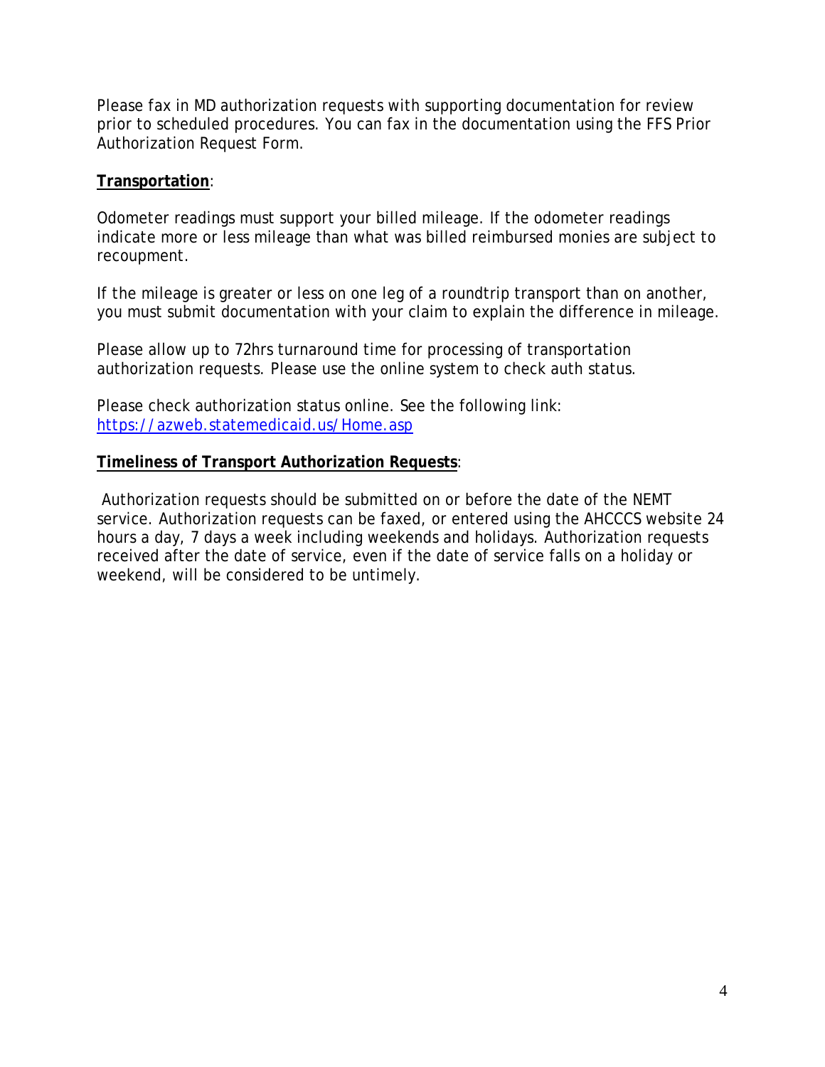Please fax in MD authorization requests with supporting documentation for review prior to scheduled procedures. You can fax in the documentation using the FFS Prior Authorization Request Form.

**Transportation**:

Odometer readings must support your billed mileage. If the odometer readings indicate more or less mileage than what was billed reimbursed monies are subject to recoupment.

If the mileage is greater or less on one leg of a roundtrip transport than on another, you must submit documentation with your claim to explain the difference in mileage.

Please allow up to 72hrs turnaround time for processing of transportation authorization requests. Please use the online system to check auth status.

Please check authorization status online. See the following link: [https://azweb.statemedicaid.us/Home.asp](https://azweb.statemedicaid.us/Home.asp)

**Timeliness of Transport Authorization Requests**:

Authorization requests should be submitted on or before the date of the NEMT service. Authorization requests can be faxed, or entered using the AHCCCS website 24 hours a day, 7 days a week including weekends and holidays. Authorization requests received after the date of service, even if the date of service falls on a holiday or weekend, will be considered to be untimely.